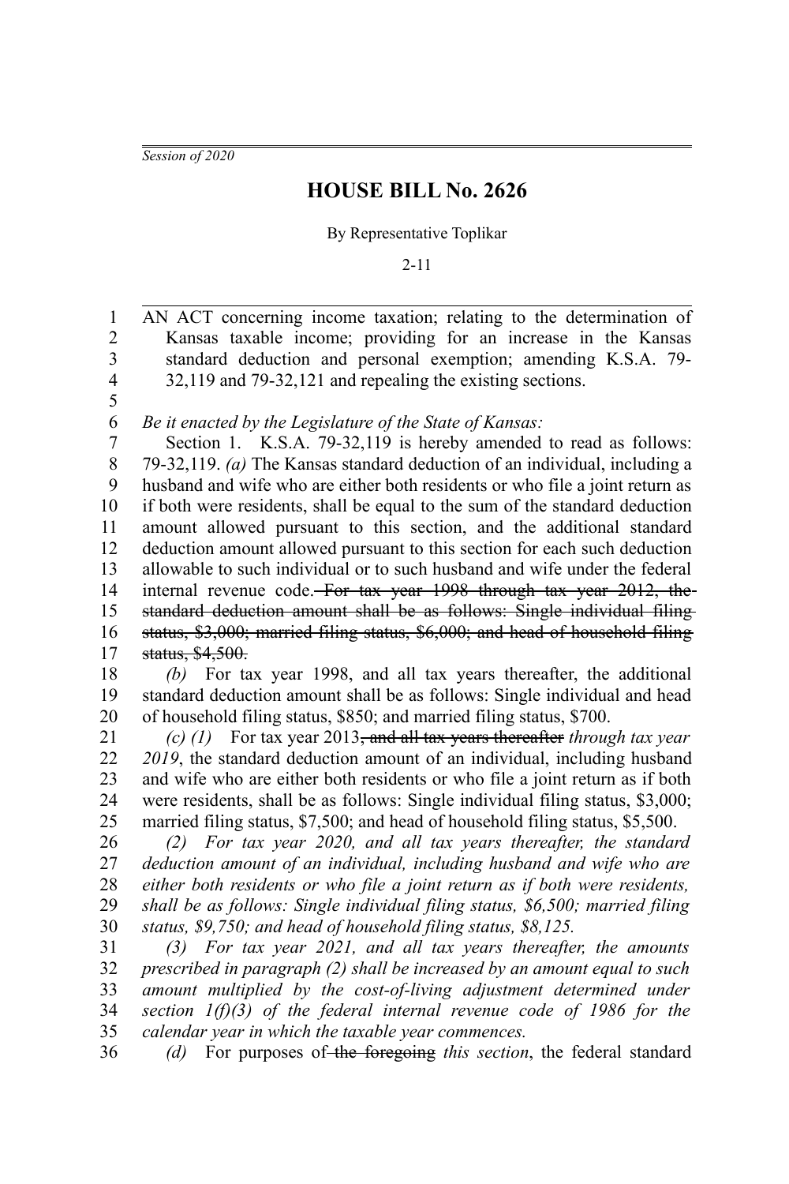*Session of 2020*

# HOUSE BILL No. 2626

By Representative Toplikar

2-11

AN ACT concerning income taxation; relating to the determination of Kansas taxable income; providing for an increase in the Kansas standard deduction and personal exemption; amending K.S.A. 79-32,119 and 79-32,121 and repealing the existing sections.

*Be it enacted by the Legislature of the State of Kansas:*

Section 1. K.S.A. 79-32,119 is hereby amended to read as follows: 79-32,119. *(a)* The Kansas standard deduction of an individual, including a husband and wife who are either both residents or who file a joint return as if both were residents, shall be equal to the sum of the standard deduction amount allowed pursuant to this section, and the additional standard deduction amount allowed pursuant to this section for each such deduction allowable to such individual or to such husband and wife under the federal internal revenue code. ~~For tax year 1998 through tax year 2012, the standard deduction amount shall be as follows: Single individual filing status, \$3,000; married filing status, \$6,000; and head of household filing status, \$4,500.~~

*(b)* For tax year 1998, and all tax years thereafter, the additional standard deduction amount shall be as follows: Single individual and head of household filing status, $850; and married filing status, $700.

*(c) (1)* For tax year 2013~~, and all tax years thereafter~~ *through tax year 2019*, the standard deduction amount of an individual, including husband and wife who are either both residents or who file a joint return as if both were residents, shall be as follows: Single individual filing status, $3,000; married filing status, $7,500; and head of household filing status, $5,500.

*(2) For tax year 2020, and all tax years thereafter, the standard deduction amount of an individual, including husband and wife who are either both residents or who file a joint return as if both were residents, shall be as follows: Single individual filing status, $6,500; married filing status, $9,750; and head of household filing status, $8,125.*

*(3) For tax year 2021, and all tax years thereafter, the amounts prescribed in paragraph (2) shall be increased by an amount equal to such amount multiplied by the cost-of-living adjustment determined under section 1(f)(3) of the federal internal revenue code of 1986 for the calendar year in which the taxable year commences.*

*(d)* For purposes of ~~the foregoing~~ *this section*, the federal standard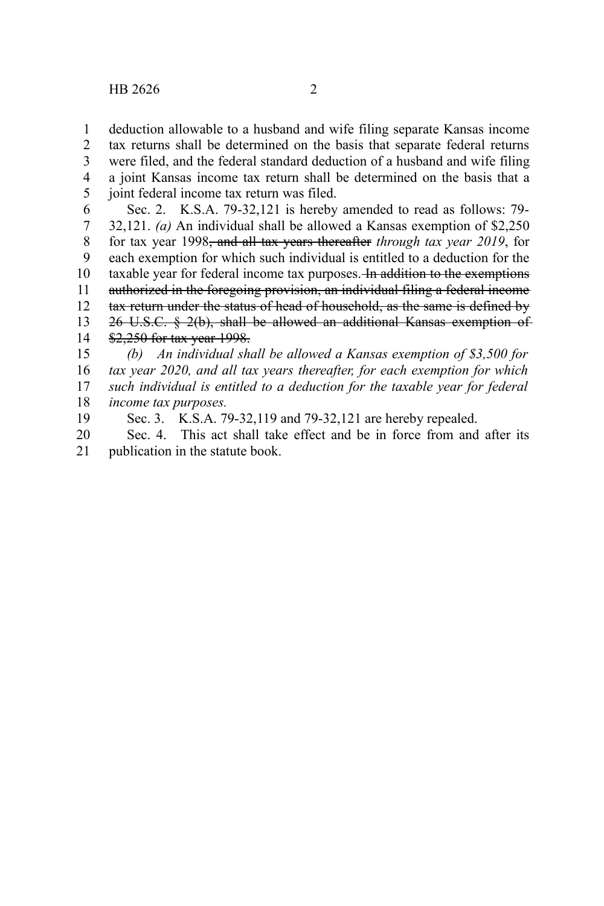deduction allowable to a husband and wife filing separate Kansas income tax returns shall be determined on the basis that separate federal returns were filed, and the federal standard deduction of a husband and wife filing a joint Kansas income tax return shall be determined on the basis that a joint federal income tax return was filed.

Sec. 2. K.S.A. 79-32,121 is hereby amended to read as follows: 79-32,121. *(a)* An individual shall be allowed a Kansas exemption of $2,250 for tax year 1998~~, and all tax years thereafter~~ *through tax year 2019*, for each exemption for which such individual is entitled to a deduction for the taxable year for federal income tax purposes. ~~In addition to the exemptions authorized in the foregoing provision, an individual filing a federal income tax return under the status of head of household, as the same is defined by 26 U.S.C. § 2(b), shall be allowed an additional Kansas exemption of $2,250 for tax year 1998.~~

*(b) An individual shall be allowed a Kansas exemption of $3,500 for tax year 2020, and all tax years thereafter, for each exemption for which such individual is entitled to a deduction for the taxable year for federal income tax purposes.*

Sec. 3. K.S.A. 79-32,119 and 79-32,121 are hereby repealed.

Sec. 4. This act shall take effect and be in force from and after its publication in the statute book.